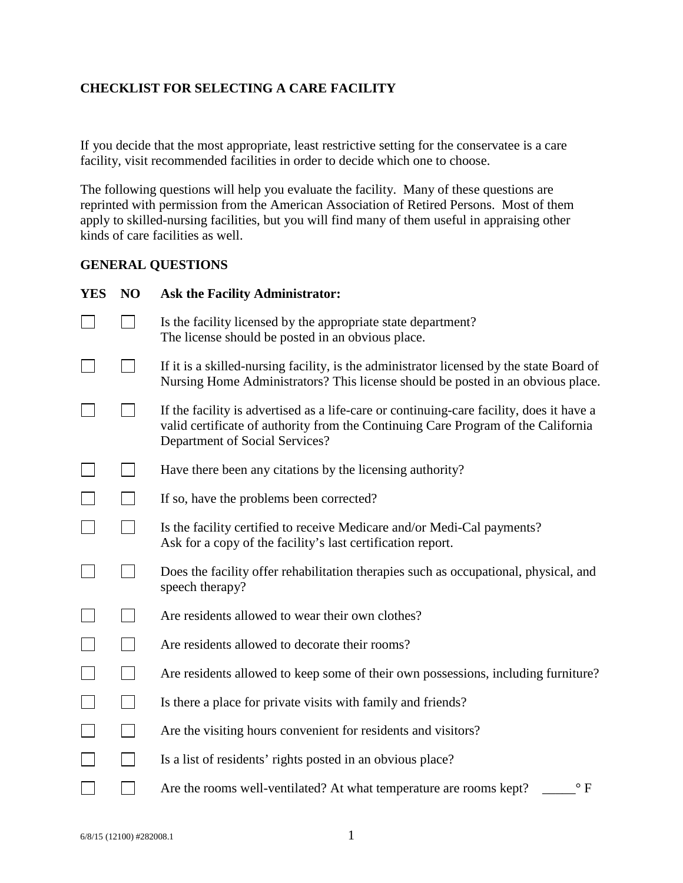## CHECKLIST FOR SELECTING A CARE FACILITY

If you decide that the most appropriate, least restrictive setting for the conservatee is a care facility, visit recommended facilities in order to decide which one to choose.

The following questions will help you evaluate the facility. Many of these questions are reprinted with permission from the American Association of Retired Persons. Most of them apply to skilled-nursing facilities, but you will find many of them useful in appraising other kinds of care facilities as well.

### GENERAL QUESTIONS

| YES | NO | Ask the Facility Administrator: |
|---|---|---|
| ☐ | ☐ | Is the facility licensed by the appropriate state department? The license should be posted in an obvious place. |
| ☐ | ☐ | If it is a skilled-nursing facility, is the administrator licensed by the state Board of Nursing Home Administrators? This license should be posted in an obvious place. |
| ☐ | ☐ | If the facility is advertised as a life-care or continuing-care facility, does it have a valid certificate of authority from the Continuing Care Program of the California Department of Social Services? |
| ☐ | ☐ | Have there been any citations by the licensing authority? |
| ☐ | ☐ | If so, have the problems been corrected? |
| ☐ | ☐ | Is the facility certified to receive Medicare and/or Medi-Cal payments? Ask for a copy of the facility's last certification report. |
| ☐ | ☐ | Does the facility offer rehabilitation therapies such as occupational, physical, and speech therapy? |
| ☐ | ☐ | Are residents allowed to wear their own clothes? |
| ☐ | ☐ | Are residents allowed to decorate their rooms? |
| ☐ | ☐ | Are residents allowed to keep some of their own possessions, including furniture? |
| ☐ | ☐ | Is there a place for private visits with family and friends? |
| ☐ | ☐ | Are the visiting hours convenient for residents and visitors? |
| ☐ | ☐ | Is a list of residents' rights posted in an obvious place? |
| ☐ | ☐ | Are the rooms well-ventilated? At what temperature are rooms kept? _____° F |

6/8/15 (12100) #282008.1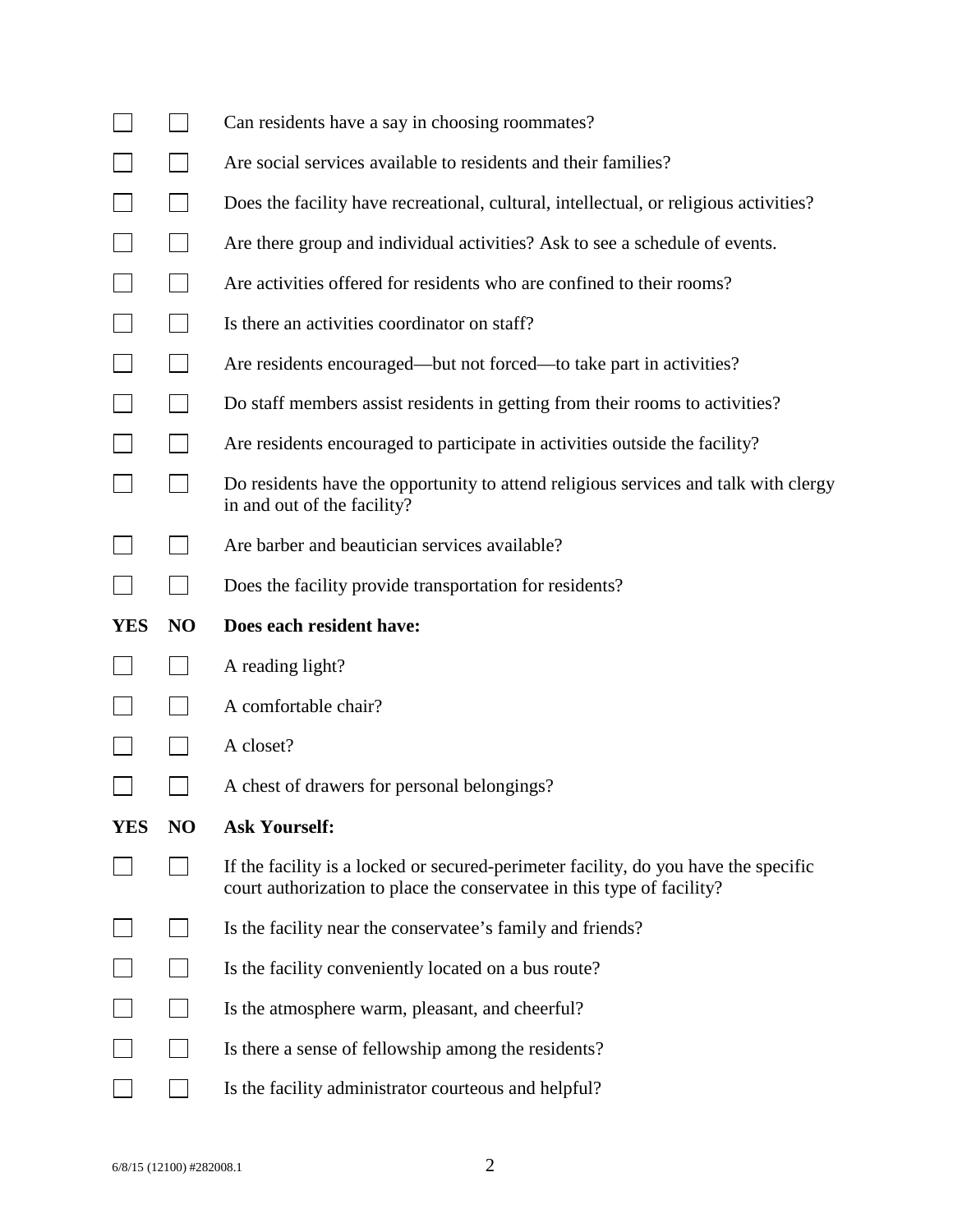| | | |
|---|---|---|
| ☐ | ☐ | Can residents have a say in choosing roommates? |
| ☐ | ☐ | Are social services available to residents and their families? |
| ☐ | ☐ | Does the facility have recreational, cultural, intellectual, or religious activities? |
| ☐ | ☐ | Are there group and individual activities? Ask to see a schedule of events. |
| ☐ | ☐ | Are activities offered for residents who are confined to their rooms? |
| ☐ | ☐ | Is there an activities coordinator on staff? |
| ☐ | ☐ | Are residents encouraged—but not forced—to take part in activities? |
| ☐ | ☐ | Do staff members assist residents in getting from their rooms to activities? |
| ☐ | ☐ | Are residents encouraged to participate in activities outside the facility? |
| ☐ | ☐ | Do residents have the opportunity to attend religious services and talk with clergy in and out of the facility? |
| ☐ | ☐ | Are barber and beautician services available? |
| ☐ | ☐ | Does the facility provide transportation for residents? |

| YES | NO | Does each resident have: |
|---|---|---|
| ☐ | ☐ | A reading light? |
| ☐ | ☐ | A comfortable chair? |
| ☐ | ☐ | A closet? |
| ☐ | ☐ | A chest of drawers for personal belongings? |

| YES | NO | Ask Yourself: |
|---|---|---|
| ☐ | ☐ | If the facility is a locked or secured-perimeter facility, do you have the specific court authorization to place the conservatee in this type of facility? |
| ☐ | ☐ | Is the facility near the conservatee's family and friends? |
| ☐ | ☐ | Is the facility conveniently located on a bus route? |
| ☐ | ☐ | Is the atmosphere warm, pleasant, and cheerful? |
| ☐ | ☐ | Is there a sense of fellowship among the residents? |
| ☐ | ☐ | Is the facility administrator courteous and helpful? |

6/8/15 (12100) #282008.1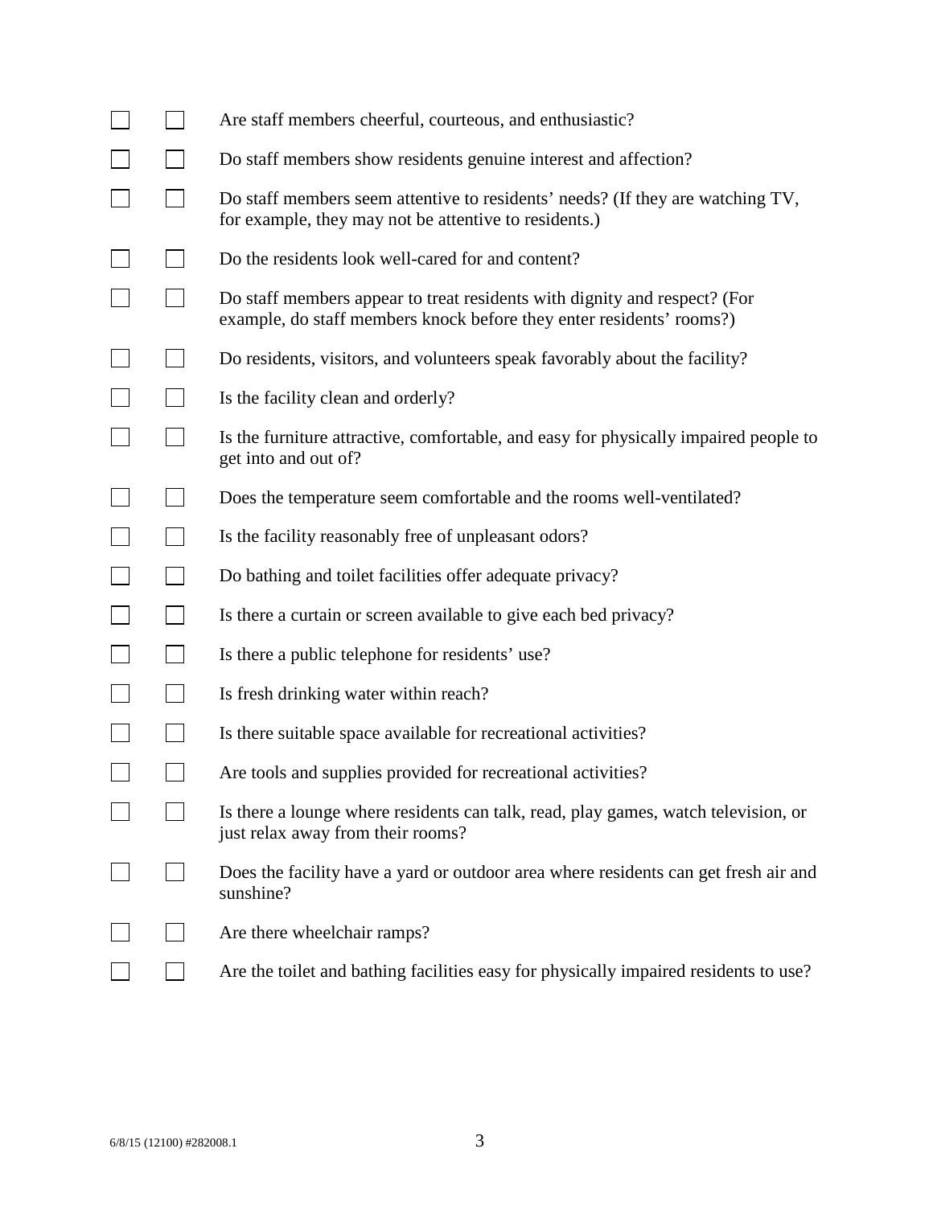- ☐ ☐ Are staff members cheerful, courteous, and enthusiastic?
- ☐ ☐ Do staff members show residents genuine interest and affection?
- ☐ ☐ Do staff members seem attentive to residents' needs? (If they are watching TV, for example, they may not be attentive to residents.)
- ☐ ☐ Do the residents look well-cared for and content?
- ☐ ☐ Do staff members appear to treat residents with dignity and respect? (For example, do staff members knock before they enter residents' rooms?)
- ☐ ☐ Do residents, visitors, and volunteers speak favorably about the facility?
- ☐ ☐ Is the facility clean and orderly?
- ☐ ☐ Is the furniture attractive, comfortable, and easy for physically impaired people to get into and out of?
- ☐ ☐ Does the temperature seem comfortable and the rooms well-ventilated?
- ☐ ☐ Is the facility reasonably free of unpleasant odors?
- ☐ ☐ Do bathing and toilet facilities offer adequate privacy?
- ☐ ☐ Is there a curtain or screen available to give each bed privacy?
- ☐ ☐ Is there a public telephone for residents' use?
- ☐ ☐ Is fresh drinking water within reach?
- ☐ ☐ Is there suitable space available for recreational activities?
- ☐ ☐ Are tools and supplies provided for recreational activities?
- ☐ ☐ Is there a lounge where residents can talk, read, play games, watch television, or just relax away from their rooms?
- ☐ ☐ Does the facility have a yard or outdoor area where residents can get fresh air and sunshine?
- ☐ ☐ Are there wheelchair ramps?
- ☐ ☐ Are the toilet and bathing facilities easy for physically impaired residents to use?

6/8/15 (12100) #282008.1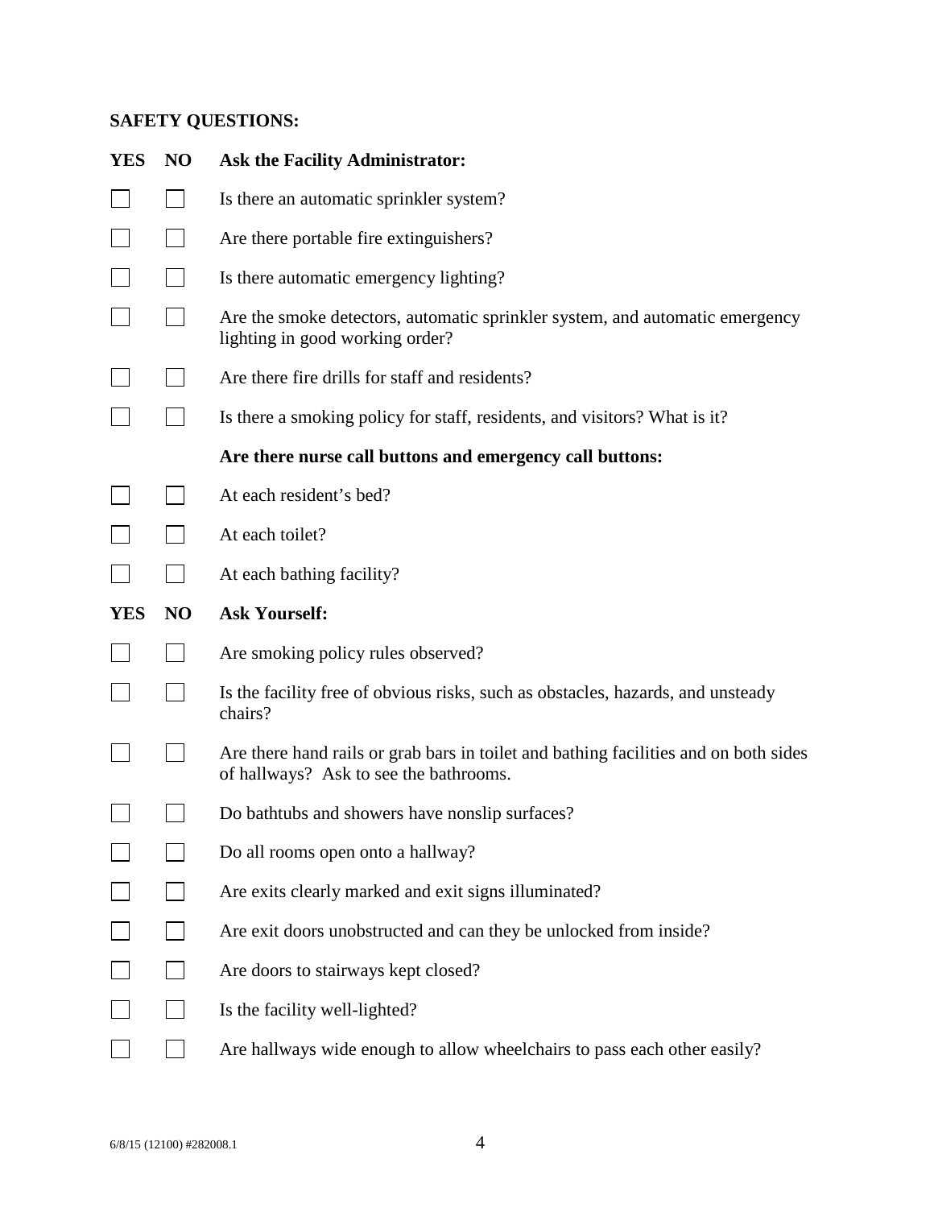**SAFETY QUESTIONS:**

| YES | NO | Ask the Facility Administrator: |
|---|---|---|
| ☐ | ☐ | Is there an automatic sprinkler system? |
| ☐ | ☐ | Are there portable fire extinguishers? |
| ☐ | ☐ | Is there automatic emergency lighting? |
| ☐ | ☐ | Are the smoke detectors, automatic sprinkler system, and automatic emergency lighting in good working order? |
| ☐ | ☐ | Are there fire drills for staff and residents? |
| ☐ | ☐ | Is there a smoking policy for staff, residents, and visitors? What is it? |
| | | **Are there nurse call buttons and emergency call buttons:** |
| ☐ | ☐ | At each resident's bed? |
| ☐ | ☐ | At each toilet? |
| ☐ | ☐ | At each bathing facility? |

| YES | NO | Ask Yourself: |
|---|---|---|
| ☐ | ☐ | Are smoking policy rules observed? |
| ☐ | ☐ | Is the facility free of obvious risks, such as obstacles, hazards, and unsteady chairs? |
| ☐ | ☐ | Are there hand rails or grab bars in toilet and bathing facilities and on both sides of hallways? Ask to see the bathrooms. |
| ☐ | ☐ | Do bathtubs and showers have nonslip surfaces? |
| ☐ | ☐ | Do all rooms open onto a hallway? |
| ☐ | ☐ | Are exits clearly marked and exit signs illuminated? |
| ☐ | ☐ | Are exit doors unobstructed and can they be unlocked from inside? |
| ☐ | ☐ | Are doors to stairways kept closed? |
| ☐ | ☐ | Is the facility well-lighted? |
| ☐ | ☐ | Are hallways wide enough to allow wheelchairs to pass each other easily? |

6/8/15 (12100) #282008.1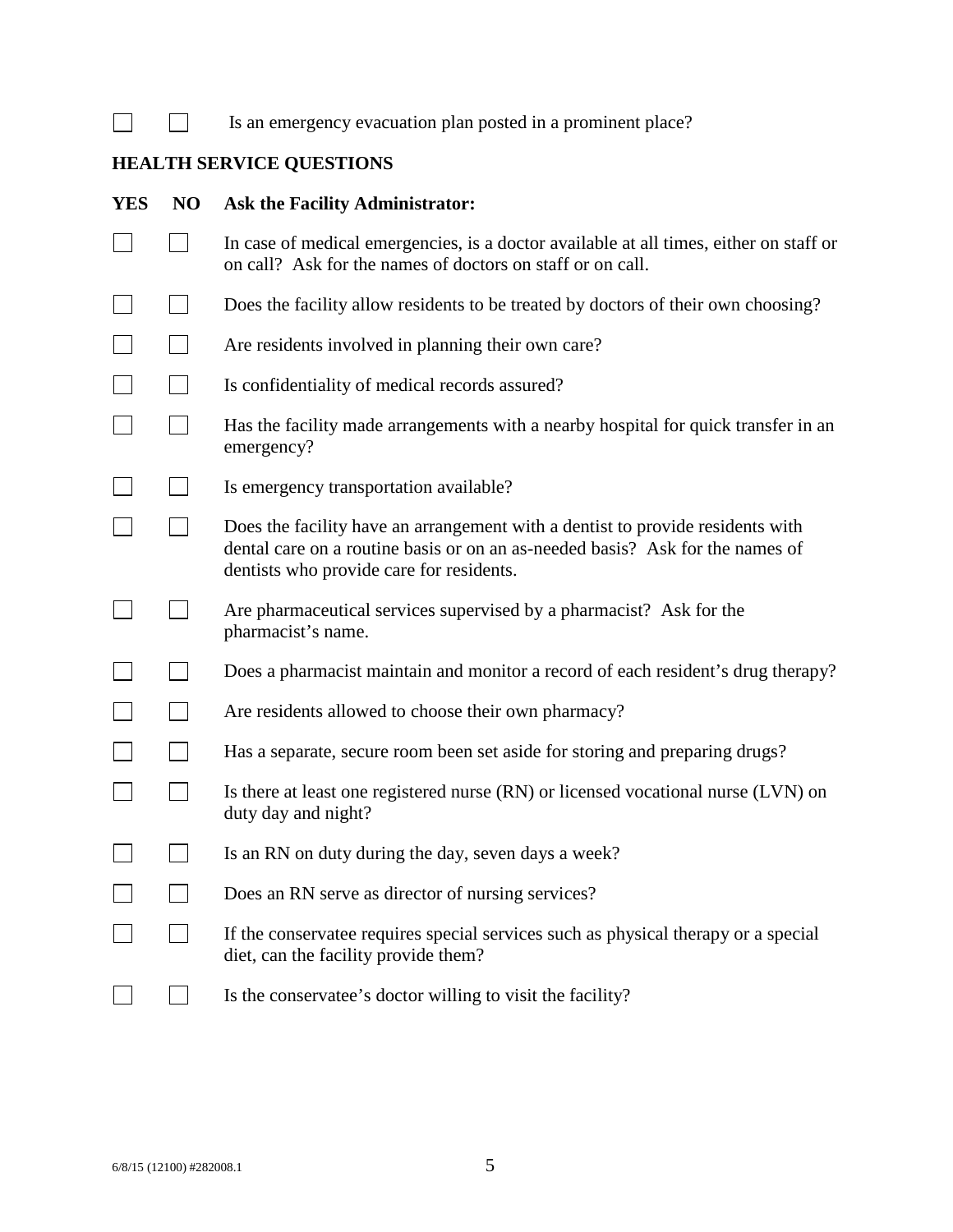| | | |
|---|---|---|
| ☐ | ☐ | Is an emergency evacuation plan posted in a prominent place? |

## HEALTH SERVICE QUESTIONS

| YES | NO | Ask the Facility Administrator: |
|---|---|---|
| ☐ | ☐ | In case of medical emergencies, is a doctor available at all times, either on staff or on call? Ask for the names of doctors on staff or on call. |
| ☐ | ☐ | Does the facility allow residents to be treated by doctors of their own choosing? |
| ☐ | ☐ | Are residents involved in planning their own care? |
| ☐ | ☐ | Is confidentiality of medical records assured? |
| ☐ | ☐ | Has the facility made arrangements with a nearby hospital for quick transfer in an emergency? |
| ☐ | ☐ | Is emergency transportation available? |
| ☐ | ☐ | Does the facility have an arrangement with a dentist to provide residents with dental care on a routine basis or on an as-needed basis? Ask for the names of dentists who provide care for residents. |
| ☐ | ☐ | Are pharmaceutical services supervised by a pharmacist? Ask for the pharmacist's name. |
| ☐ | ☐ | Does a pharmacist maintain and monitor a record of each resident's drug therapy? |
| ☐ | ☐ | Are residents allowed to choose their own pharmacy? |
| ☐ | ☐ | Has a separate, secure room been set aside for storing and preparing drugs? |
| ☐ | ☐ | Is there at least one registered nurse (RN) or licensed vocational nurse (LVN) on duty day and night? |
| ☐ | ☐ | Is an RN on duty during the day, seven days a week? |
| ☐ | ☐ | Does an RN serve as director of nursing services? |
| ☐ | ☐ | If the conservatee requires special services such as physical therapy or a special diet, can the facility provide them? |
| ☐ | ☐ | Is the conservatee's doctor willing to visit the facility? |

6/8/15 (12100) #282008.1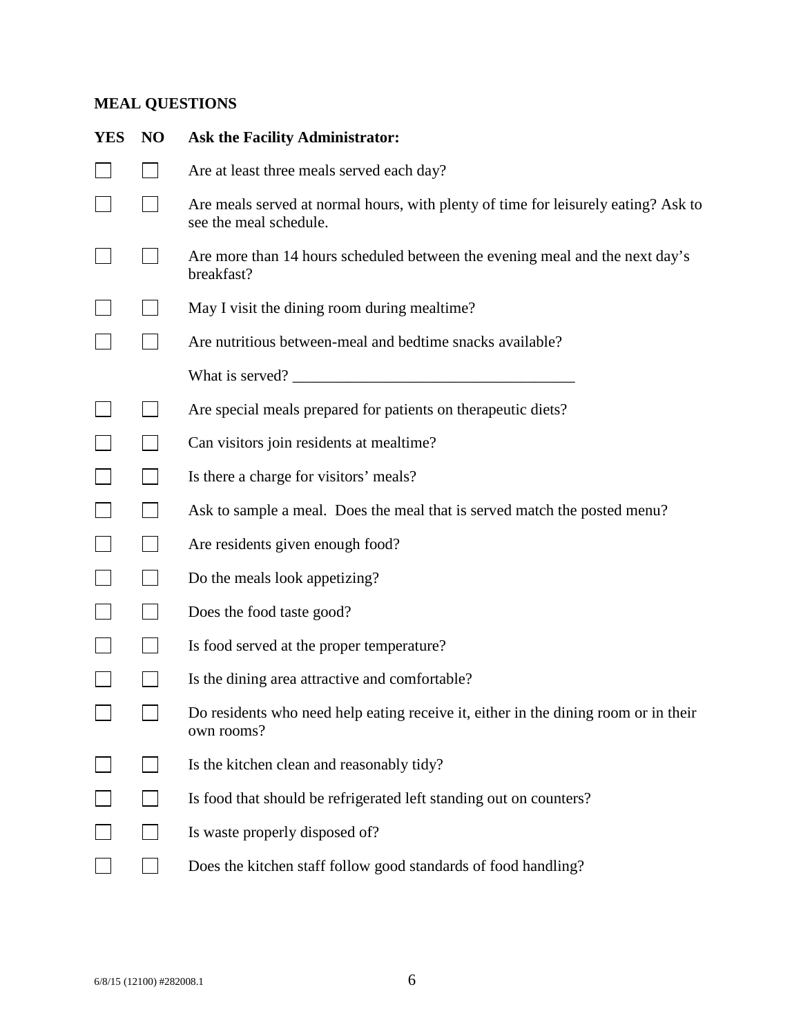## MEAL QUESTIONS

| YES | NO | Ask the Facility Administrator: |
|---|---|---|
| ☐ | ☐ | Are at least three meals served each day? |
| ☐ | ☐ | Are meals served at normal hours, with plenty of time for leisurely eating? Ask to see the meal schedule. |
| ☐ | ☐ | Are more than 14 hours scheduled between the evening meal and the next day's breakfast? |
| ☐ | ☐ | May I visit the dining room during mealtime? |
| ☐ | ☐ | Are nutritious between-meal and bedtime snacks available? |
| | | What is served? ____________________________________ |
| ☐ | ☐ | Are special meals prepared for patients on therapeutic diets? |
| ☐ | ☐ | Can visitors join residents at mealtime? |
| ☐ | ☐ | Is there a charge for visitors' meals? |
| ☐ | ☐ | Ask to sample a meal. Does the meal that is served match the posted menu? |
| ☐ | ☐ | Are residents given enough food? |
| ☐ | ☐ | Do the meals look appetizing? |
| ☐ | ☐ | Does the food taste good? |
| ☐ | ☐ | Is food served at the proper temperature? |
| ☐ | ☐ | Is the dining area attractive and comfortable? |
| ☐ | ☐ | Do residents who need help eating receive it, either in the dining room or in their own rooms? |
| ☐ | ☐ | Is the kitchen clean and reasonably tidy? |
| ☐ | ☐ | Is food that should be refrigerated left standing out on counters? |
| ☐ | ☐ | Is waste properly disposed of? |
| ☐ | ☐ | Does the kitchen staff follow good standards of food handling? |

6/8/15 (12100) #282008.1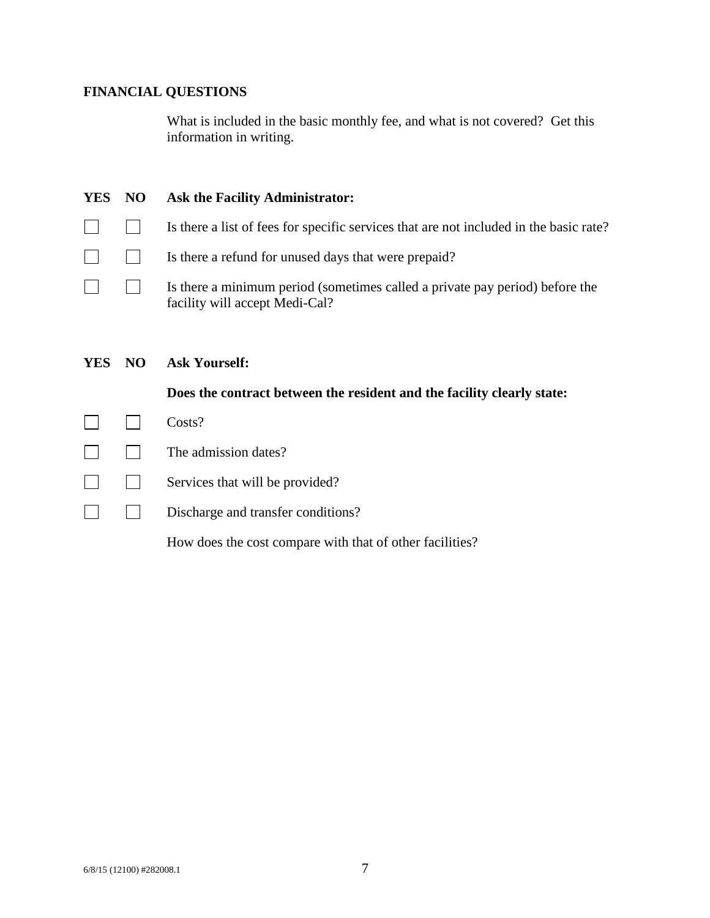**FINANCIAL QUESTIONS**

What is included in the basic monthly fee, and what is not covered? Get this information in writing.

| YES | NO | Ask the Facility Administrator: |
|---|---|---|
| ☐ | ☐ | Is there a list of fees for specific services that are not included in the basic rate? |
| ☐ | ☐ | Is there a refund for unused days that were prepaid? |
| ☐ | ☐ | Is there a minimum period (sometimes called a private pay period) before the facility will accept Medi-Cal? |

| YES | NO | Ask Yourself: |
|---|---|---|
| | | **Does the contract between the resident and the facility clearly state:** |
| ☐ | ☐ | Costs? |
| ☐ | ☐ | The admission dates? |
| ☐ | ☐ | Services that will be provided? |
| ☐ | ☐ | Discharge and transfer conditions? |

How does the cost compare with that of other facilities?